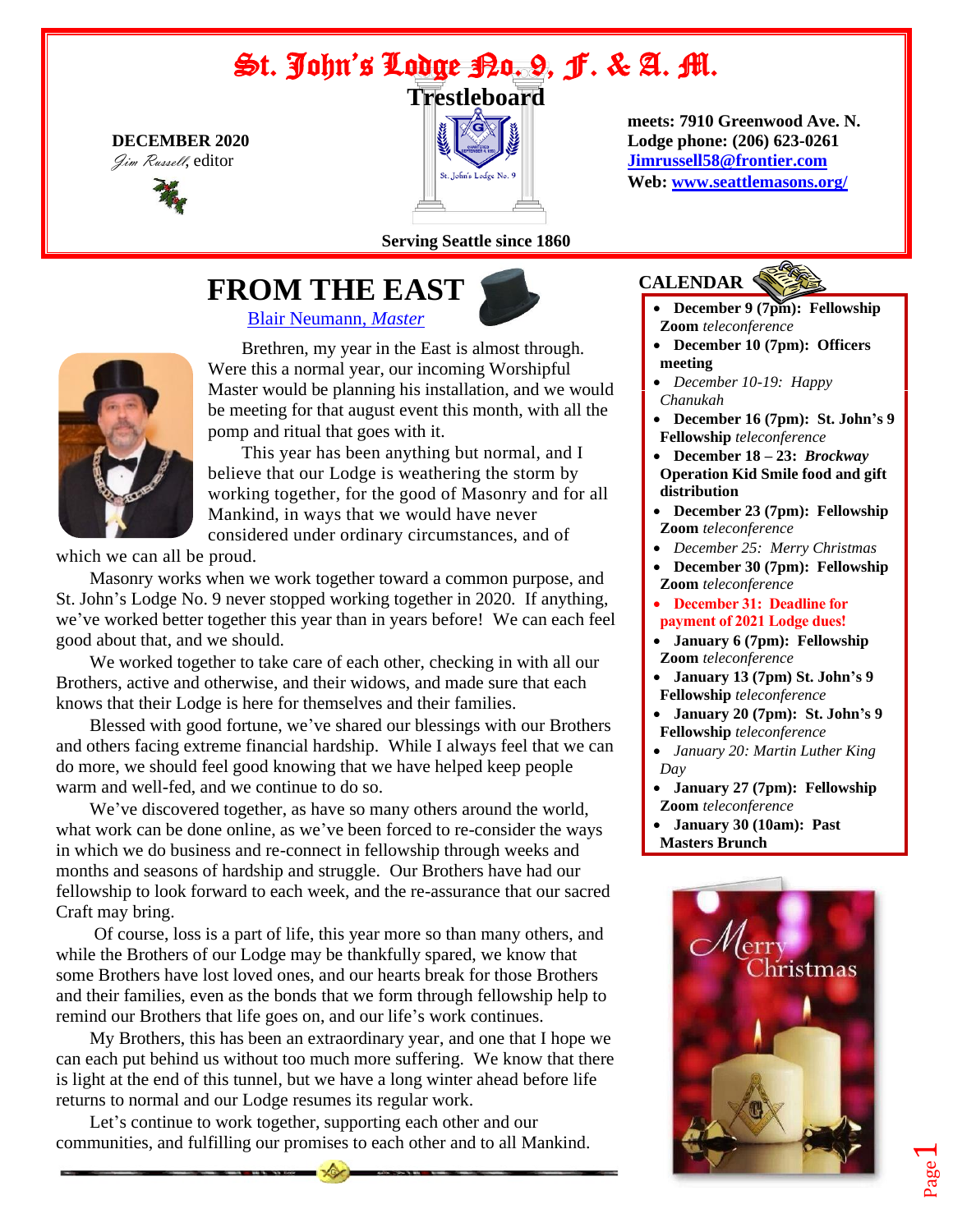# St. John's Lodge No. 9, F. & A. M.

## Trestleboard

**DECEMBER 2020**
*Jim Russell*, editor

St. John's Lodge No. 9

**meets: 7910 Greenwood Ave. N.**
**Lodge phone: (206) 623-0261**
**Jimrussell58@frontier.com**
**Web: www.seattlemasons.org/**

**Serving Seattle since 1860**

## FROM THE EAST

Blair Neumann, *Master*

Brethren, my year in the East is almost through. Were this a normal year, our incoming Worshipful Master would be planning his installation, and we would be meeting for that august event this month, with all the pomp and ritual that goes with it.

This year has been anything but normal, and I believe that our Lodge is weathering the storm by working together, for the good of Masonry and for all Mankind, in ways that we would have never considered under ordinary circumstances, and of which we can all be proud.

Masonry works when we work together toward a common purpose, and St. John's Lodge No. 9 never stopped working together in 2020. If anything, we've worked better together this year than in years before! We can each feel good about that, and we should.

We worked together to take care of each other, checking in with all our Brothers, active and otherwise, and their widows, and made sure that each knows that their Lodge is here for themselves and their families.

Blessed with good fortune, we've shared our blessings with our Brothers and others facing extreme financial hardship. While I always feel that we can do more, we should feel good knowing that we have helped keep people warm and well-fed, and we continue to do so.

We've discovered together, as have so many others around the world, what work can be done online, as we've been forced to re-consider the ways in which we do business and re-connect in fellowship through weeks and months and seasons of hardship and struggle. Our Brothers have had our fellowship to look forward to each week, and the re-assurance that our sacred Craft may bring.

Of course, loss is a part of life, this year more so than many others, and while the Brothers of our Lodge may be thankfully spared, we know that some Brothers have lost loved ones, and our hearts break for those Brothers and their families, even as the bonds that we form through fellowship help to remind our Brothers that life goes on, and our life's work continues.

My Brothers, this has been an extraordinary year, and one that I hope we can each put behind us without too much more suffering. We know that there is light at the end of this tunnel, but we have a long winter ahead before life returns to normal and our Lodge resumes its regular work.

Let's continue to work together, supporting each other and our communities, and fulfilling our promises to each other and to all Mankind.

## CALENDAR

- **December 9 (7pm): Fellowship Zoom** *teleconference*
- **December 10 (7pm): Officers meeting**
- *December 10-19: Happy Chanukah*
- **December 16 (7pm): St. John's 9 Fellowship** *teleconference*
- **December 18 – 23:** ***Brockway*** **Operation Kid Smile food and gift distribution**
- **December 23 (7pm): Fellowship Zoom** *teleconference*
- *December 25: Merry Christmas*
- **December 30 (7pm): Fellowship Zoom** *teleconference*
- **December 31: Deadline for payment of 2021 Lodge dues!**
- **January 6 (7pm): Fellowship Zoom** *teleconference*
- **January 13 (7pm) St. John's 9 Fellowship** *teleconference*
- **January 20 (7pm): St. John's 9 Fellowship** *teleconference*
- *January 20: Martin Luther King Day*
- **January 27 (7pm): Fellowship Zoom** *teleconference*
- **January 30 (10am): Past Masters Brunch**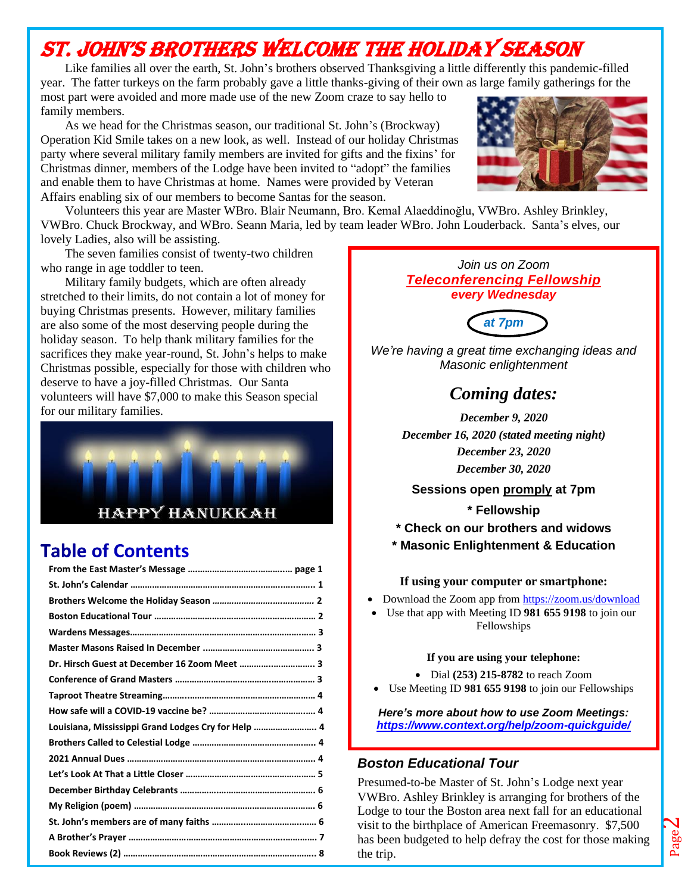# ST. JOHN'S BROTHERS WELCOME THE HOLIDAY SEASON

Like families all over the earth, St. John's brothers observed Thanksgiving a little differently this pandemic-filled year. The fatter turkeys on the farm probably gave a little thanks-giving of their own as large family gatherings for the most part were avoided and more made use of the new Zoom craze to say hello to family members.

As we head for the Christmas season, our traditional St. John's (Brockway) Operation Kid Smile takes on a new look, as well. Instead of our holiday Christmas party where several military family members are invited for gifts and the fixins' for Christmas dinner, members of the Lodge have been invited to "adopt" the families and enable them to have Christmas at home. Names were provided by Veteran Affairs enabling six of our members to become Santas for the season.

Volunteers this year are Master WBro. Blair Neumann, Bro. Kemal Alaeddinoğlu, VWBro. Ashley Brinkley, VWBro. Chuck Brockway, and WBro. Seann Maria, led by team leader WBro. John Louderback. Santa's elves, our lovely Ladies, also will be assisting.

The seven families consist of twenty-two children who range in age toddler to teen.

Military family budgets, which are often already stretched to their limits, do not contain a lot of money for buying Christmas presents. However, military families are also some of the most deserving people during the holiday season. To help thank military families for the sacrifices they make year-round, St. John's helps to make Christmas possible, especially for those with children who deserve to have a joy-filled Christmas. Our Santa volunteers will have $7,000 to make this Season special for our military families.

HAPPY HANUKKAH

## Table of Contents

| | |
|---|---|
| From the East Master's Message | page 1 |
| St. John's Calendar | 1 |
| Brothers Welcome the Holiday Season | 2 |
| Boston Educational Tour | 2 |
| Wardens Messages | 3 |
| Master Masons Raised In December | 3 |
| Dr. Hirsch Guest at December 16 Zoom Meet | 3 |
| Conference of Grand Masters | 3 |
| Taproot Theatre Streaming | 4 |
| How safe will a COVID-19 vaccine be? | 4 |
| Louisiana, Mississippi Grand Lodges Cry for Help | 4 |
| Brothers Called to Celestial Lodge | 4 |
| 2021 Annual Dues | 4 |
| Let's Look At That a Little Closer | 5 |
| December Birthday Celebrants | 6 |
| My Religion (poem) | 6 |
| St. John's members are of many faiths | 6 |
| A Brother's Prayer | 7 |
| Book Reviews (2) | 8 |

*Join us on Zoom*
***Teleconferencing Fellowship***
***every Wednesday***

***at 7pm***

*We're having a great time exchanging ideas and Masonic enlightenment*

## *Coming dates:*

***December 9, 2020***
***December 16, 2020 (stated meeting night)***
***December 23, 2020***
***December 30, 2020***

**Sessions open promply at 7pm**

**\* Fellowship**
**\* Check on our brothers and widows**
**\* Masonic Enlightenment & Education**

**If using your computer or smartphone:**

- Download the Zoom app from https://zoom.us/download
- Use that app with Meeting ID **981 655 9198** to join our Fellowships

**If you are using your telephone:**

- Dial **(253) 215-8782** to reach Zoom
- Use Meeting ID **981 655 9198** to join our Fellowships

***Here's more about how to use Zoom Meetings:***
***https://www.context.org/help/zoom-quickguide/***

### *Boston Educational Tour*

Presumed-to-be Master of St. John's Lodge next year VWBro. Ashley Brinkley is arranging for brothers of the Lodge to tour the Boston area next fall for an educational visit to the birthplace of American Freemasonry. $7,500 has been budgeted to help defray the cost for those making the trip.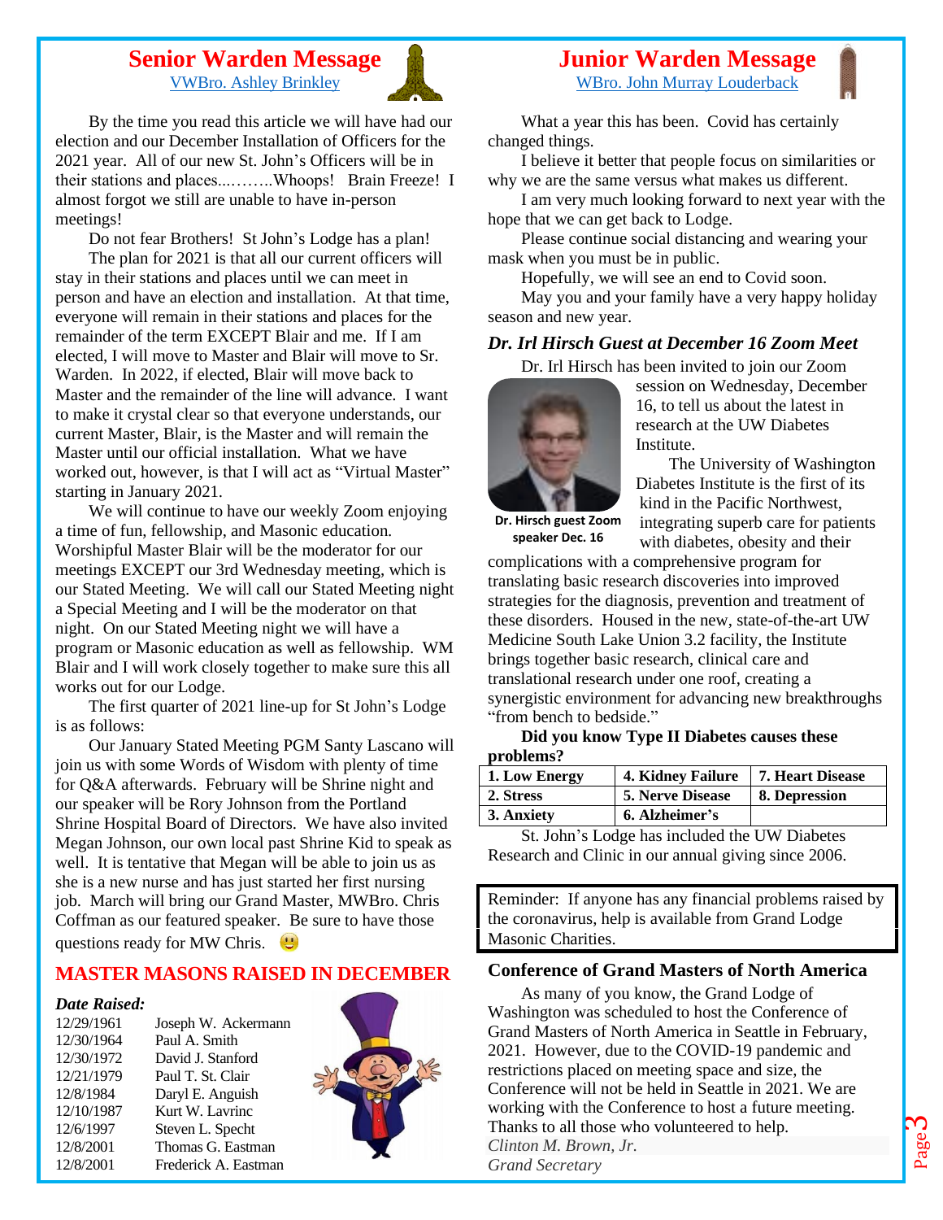## Senior Warden Message

VWBro. Ashley Brinkley

By the time you read this article we will have had our election and our December Installation of Officers for the 2021 year. All of our new St. John's Officers will be in their stations and places...……..Whoops! Brain Freeze! I almost forgot we still are unable to have in-person meetings!

Do not fear Brothers! St John's Lodge has a plan!

The plan for 2021 is that all our current officers will stay in their stations and places until we can meet in person and have an election and installation. At that time, everyone will remain in their stations and places for the remainder of the term EXCEPT Blair and me. If I am elected, I will move to Master and Blair will move to Sr. Warden. In 2022, if elected, Blair will move back to Master and the remainder of the line will advance. I want to make it crystal clear so that everyone understands, our current Master, Blair, is the Master and will remain the Master until our official installation. What we have worked out, however, is that I will act as "Virtual Master" starting in January 2021.

We will continue to have our weekly Zoom enjoying a time of fun, fellowship, and Masonic education. Worshipful Master Blair will be the moderator for our meetings EXCEPT our 3rd Wednesday meeting, which is our Stated Meeting. We will call our Stated Meeting night a Special Meeting and I will be the moderator on that night. On our Stated Meeting night we will have a program or Masonic education as well as fellowship. WM Blair and I will work closely together to make sure this all works out for our Lodge.

The first quarter of 2021 line-up for St John's Lodge is as follows:

Our January Stated Meeting PGM Santy Lascano will join us with some Words of Wisdom with plenty of time for Q&A afterwards. February will be Shrine night and our speaker will be Rory Johnson from the Portland Shrine Hospital Board of Directors. We have also invited Megan Johnson, our own local past Shrine Kid to speak as well. It is tentative that Megan will be able to join us as she is a new nurse and has just started her first nursing job. March will bring our Grand Master, MWBro. Chris Coffman as our featured speaker. Be sure to have those questions ready for MW Chris. 😃

## MASTER MASONS RAISED IN DECEMBER

| *Date Raised:* | |
|---|---|
| 12/29/1961 | Joseph W. Ackermann |
| 12/30/1964 | Paul A. Smith |
| 12/30/1972 | David J. Stanford |
| 12/21/1979 | Paul T. St. Clair |
| 12/8/1984 | Daryl E. Anguish |
| 12/10/1987 | Kurt W. Lavrinc |
| 12/6/1997 | Steven L. Specht |
| 12/8/2001 | Thomas G. Eastman |
| 12/8/2001 | Frederick A. Eastman |

## Junior Warden Message

WBro. John Murray Louderback

What a year this has been. Covid has certainly changed things.

I believe it better that people focus on similarities or why we are the same versus what makes us different.

I am very much looking forward to next year with the hope that we can get back to Lodge.

Please continue social distancing and wearing your mask when you must be in public.

Hopefully, we will see an end to Covid soon.

May you and your family have a very happy holiday season and new year.

### *Dr. Irl Hirsch Guest at December 16 Zoom Meet*

Dr. Irl Hirsch has been invited to join our Zoom session on Wednesday, December 16, to tell us about the latest in research at the UW Diabetes Institute.

**Dr. Hirsch guest Zoom speaker Dec. 16**

The University of Washington Diabetes Institute is the first of its kind in the Pacific Northwest, integrating superb care for patients with diabetes, obesity and their complications with a comprehensive program for translating basic research discoveries into improved strategies for the diagnosis, prevention and treatment of these disorders. Housed in the new, state-of-the-art UW Medicine South Lake Union 3.2 facility, the Institute brings together basic research, clinical care and translational research under one roof, creating a synergistic environment for advancing new breakthroughs "from bench to bedside."

**Did you know Type II Diabetes causes these problems?**

| | | |
|---|---|---|
| **1. Low Energy** | **4. Kidney Failure** | **7. Heart Disease** |
| **2. Stress** | **5. Nerve Disease** | **8. Depression** |
| **3. Anxiety** | **6. Alzheimer's** | |

St. John's Lodge has included the UW Diabetes Research and Clinic in our annual giving since 2006.

> Reminder: If anyone has any financial problems raised by the coronavirus, help is available from Grand Lodge Masonic Charities.

### Conference of Grand Masters of North America

As many of you know, the Grand Lodge of Washington was scheduled to host the Conference of Grand Masters of North America in Seattle in February, 2021. However, due to the COVID-19 pandemic and restrictions placed on meeting space and size, the Conference will not be held in Seattle in 2021. We are working with the Conference to host a future meeting. Thanks to all those who volunteered to help.

*Clinton M. Brown, Jr.*
*Grand Secretary*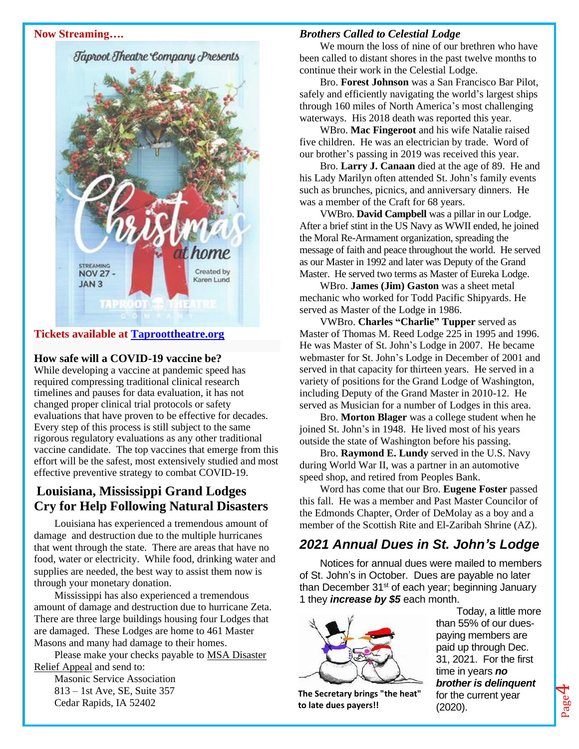**Now Streaming….**

Taproot Theatre Company Presents

Christmas at home

STREAMING NOV 27 - JAN 3

Created by Karen Lund

**Tickets available at [Taproottheatre.org](Taproottheatre.org)**

### How safe will a COVID-19 vaccine be?

While developing a vaccine at pandemic speed has required compressing traditional clinical research timelines and pauses for data evaluation, it has not changed proper clinical trial protocols or safety evaluations that have proven to be effective for decades. Every step of this process is still subject to the same rigorous regulatory evaluations as any other traditional vaccine candidate. The top vaccines that emerge from this effort will be the safest, most extensively studied and most effective preventive strategy to combat COVID-19.

## Louisiana, Mississippi Grand Lodges Cry for Help Following Natural Disasters

Louisiana has experienced a tremendous amount of damage and destruction due to the multiple hurricanes that went through the state. There are areas that have no food, water or electricity. While food, drinking water and supplies are needed, the best way to assist them now is through your monetary donation.

Mississippi has also experienced a tremendous amount of damage and destruction due to hurricane Zeta. There are three large buildings housing four Lodges that are damaged. These Lodges are home to 461 Master Masons and many had damage to their homes.

Please make your checks payable to MSA Disaster Relief Appeal and send to:

Masonic Service Association
813 – 1st Ave, SE, Suite 357
Cedar Rapids, IA 52402

### *Brothers Called to Celestial Lodge*

We mourn the loss of nine of our brethren who have been called to distant shores in the past twelve months to continue their work in the Celestial Lodge.

Bro. **Forest Johnson** was a San Francisco Bar Pilot, safely and efficiently navigating the world's largest ships through 160 miles of North America's most challenging waterways. His 2018 death was reported this year.

WBro. **Mac Fingeroot** and his wife Natalie raised five children. He was an electrician by trade. Word of our brother's passing in 2019 was received this year.

Bro. **Larry J. Canaan** died at the age of 89. He and his Lady Marilyn often attended St. John's family events such as brunches, picnics, and anniversary dinners. He was a member of the Craft for 68 years.

VWBro. **David Campbell** was a pillar in our Lodge. After a brief stint in the US Navy as WWII ended, he joined the Moral Re-Armament organization, spreading the message of faith and peace throughout the world. He served as our Master in 1992 and later was Deputy of the Grand Master. He served two terms as Master of Eureka Lodge.

WBro. **James (Jim) Gaston** was a sheet metal mechanic who worked for Todd Pacific Shipyards. He served as Master of the Lodge in 1986.

VWBro. **Charles "Charlie" Tupper** served as Master of Thomas M. Reed Lodge 225 in 1995 and 1996. He was Master of St. John's Lodge in 2007. He became webmaster for St. John's Lodge in December of 2001 and served in that capacity for thirteen years. He served in a variety of positions for the Grand Lodge of Washington, including Deputy of the Grand Master in 2010-12. He served as Musician for a number of Lodges in this area.

Bro. **Morton Blager** was a college student when he joined St. John's in 1948. He lived most of his years outside the state of Washington before his passing.

Bro. **Raymond E. Lundy** served in the U.S. Navy during World War II, was a partner in an automotive speed shop, and retired from Peoples Bank.

Word has come that our Bro. **Eugene Foster** passed this fall. He was a member and Past Master Councilor of the Edmonds Chapter, Order of DeMolay as a boy and a member of the Scottish Rite and El-Zaribah Shrine (AZ).

## *2021 Annual Dues in St. John's Lodge*

Notices for annual dues were mailed to members of St. John's in October. Dues are payable no later than December 31st of each year; beginning January 1 they ***increase by $5*** each month.

**The Secretary brings "the heat" to late dues payers!!**

Today, a little more than 55% of our dues-paying members are paid up through Dec. 31, 2021. For the first time in years ***no brother is delinquent*** for the current year (2020).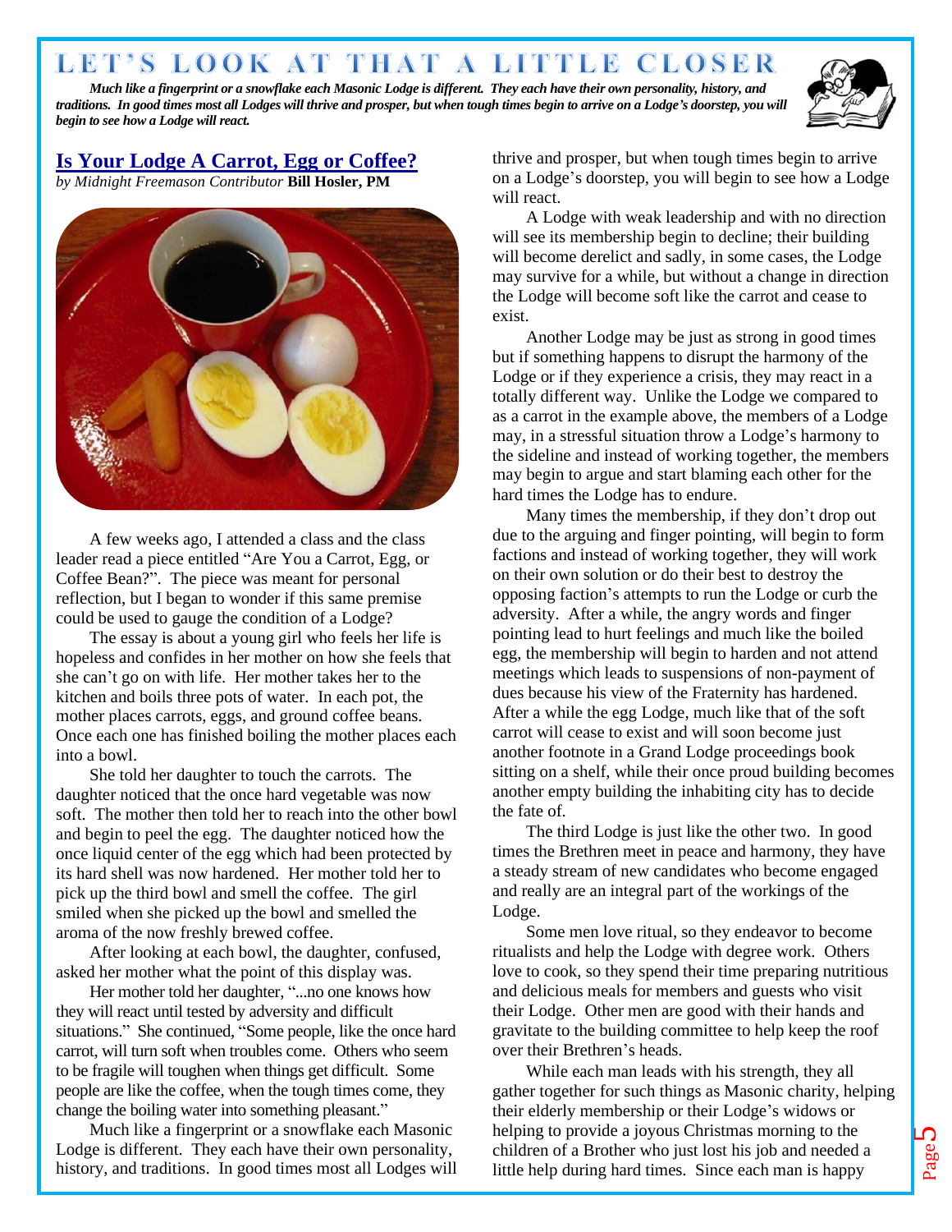# LET'S LOOK AT THAT A LITTLE CLOSER

***Much like a fingerprint or a snowflake each Masonic Lodge is different. They each have their own personality, history, and traditions. In good times most all Lodges will thrive and prosper, but when tough times begin to arrive on a Lodge's doorstep, you will begin to see how a Lodge will react.***

## Is Your Lodge A Carrot, Egg or Coffee?

*by Midnight Freemason Contributor* **Bill Hosler, PM**

A few weeks ago, I attended a class and the class leader read a piece entitled "Are You a Carrot, Egg, or Coffee Bean?". The piece was meant for personal reflection, but I began to wonder if this same premise could be used to gauge the condition of a Lodge?

The essay is about a young girl who feels her life is hopeless and confides in her mother on how she feels that she can't go on with life. Her mother takes her to the kitchen and boils three pots of water. In each pot, the mother places carrots, eggs, and ground coffee beans. Once each one has finished boiling the mother places each into a bowl.

She told her daughter to touch the carrots. The daughter noticed that the once hard vegetable was now soft. The mother then told her to reach into the other bowl and begin to peel the egg. The daughter noticed how the once liquid center of the egg which had been protected by its hard shell was now hardened. Her mother told her to pick up the third bowl and smell the coffee. The girl smiled when she picked up the bowl and smelled the aroma of the now freshly brewed coffee.

After looking at each bowl, the daughter, confused, asked her mother what the point of this display was.

Her mother told her daughter, "...no one knows how they will react until tested by adversity and difficult situations." She continued, "Some people, like the once hard carrot, will turn soft when troubles come. Others who seem to be fragile will toughen when things get difficult. Some people are like the coffee, when the tough times come, they change the boiling water into something pleasant."

Much like a fingerprint or a snowflake each Masonic Lodge is different. They each have their own personality, history, and traditions. In good times most all Lodges will thrive and prosper, but when tough times begin to arrive on a Lodge's doorstep, you will begin to see how a Lodge will react.

A Lodge with weak leadership and with no direction will see its membership begin to decline; their building will become derelict and sadly, in some cases, the Lodge may survive for a while, but without a change in direction the Lodge will become soft like the carrot and cease to exist.

Another Lodge may be just as strong in good times but if something happens to disrupt the harmony of the Lodge or if they experience a crisis, they may react in a totally different way. Unlike the Lodge we compared to as a carrot in the example above, the members of a Lodge may, in a stressful situation throw a Lodge's harmony to the sideline and instead of working together, the members may begin to argue and start blaming each other for the hard times the Lodge has to endure.

Many times the membership, if they don't drop out due to the arguing and finger pointing, will begin to form factions and instead of working together, they will work on their own solution or do their best to destroy the opposing faction's attempts to run the Lodge or curb the adversity. After a while, the angry words and finger pointing lead to hurt feelings and much like the boiled egg, the membership will begin to harden and not attend meetings which leads to suspensions of non-payment of dues because his view of the Fraternity has hardened. After a while the egg Lodge, much like that of the soft carrot will cease to exist and will soon become just another footnote in a Grand Lodge proceedings book sitting on a shelf, while their once proud building becomes another empty building the inhabiting city has to decide the fate of.

The third Lodge is just like the other two. In good times the Brethren meet in peace and harmony, they have a steady stream of new candidates who become engaged and really are an integral part of the workings of the Lodge.

Some men love ritual, so they endeavor to become ritualists and help the Lodge with degree work. Others love to cook, so they spend their time preparing nutritious and delicious meals for members and guests who visit their Lodge. Other men are good with their hands and gravitate to the building committee to help keep the roof over their Brethren's heads.

While each man leads with his strength, they all gather together for such things as Masonic charity, helping their elderly membership or their Lodge's widows or helping to provide a joyous Christmas morning to the children of a Brother who just lost his job and needed a little help during hard times. Since each man is happy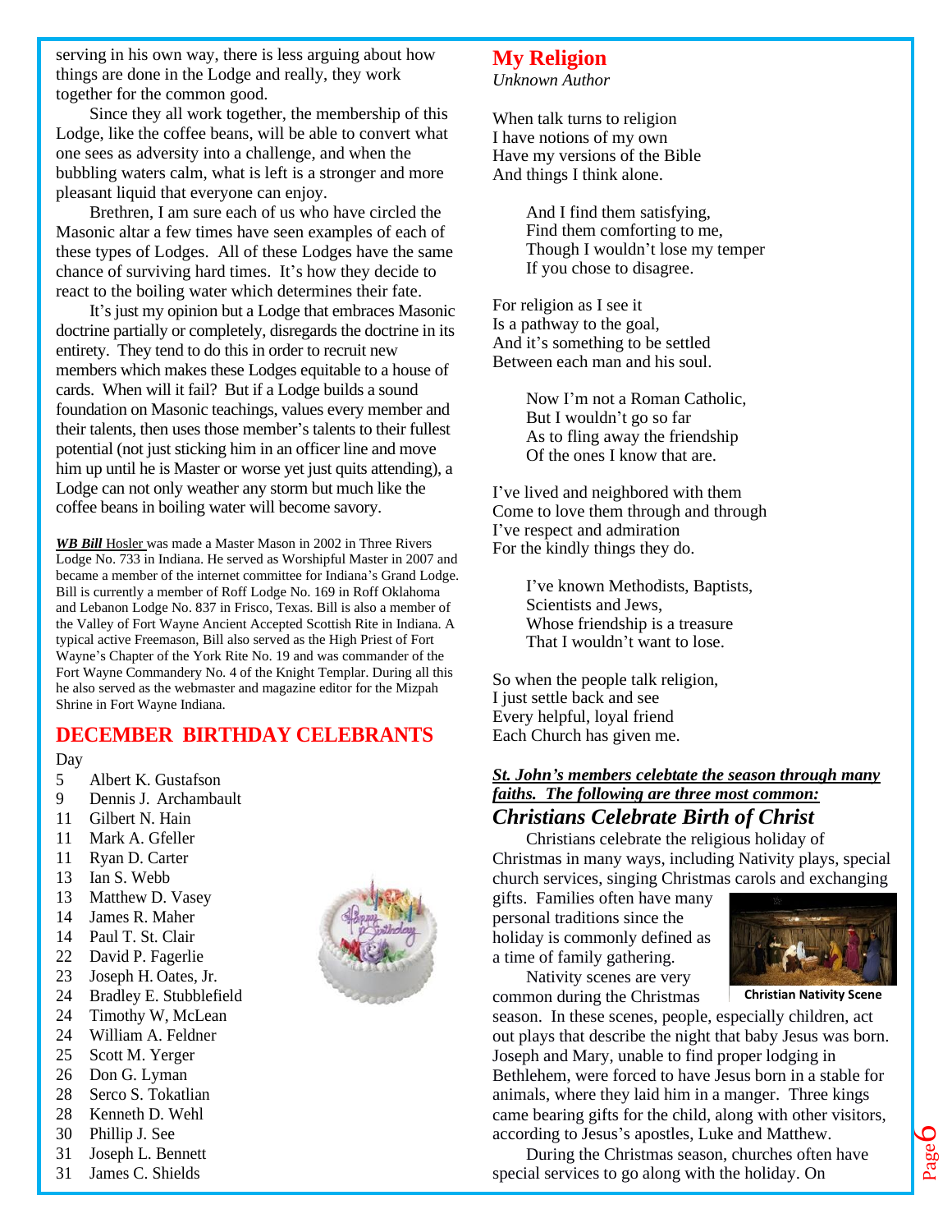serving in his own way, there is less arguing about how things are done in the Lodge and really, they work together for the common good.

Since they all work together, the membership of this Lodge, like the coffee beans, will be able to convert what one sees as adversity into a challenge, and when the bubbling waters calm, what is left is a stronger and more pleasant liquid that everyone can enjoy.

Brethren, I am sure each of us who have circled the Masonic altar a few times have seen examples of each of these types of Lodges. All of these Lodges have the same chance of surviving hard times. It's how they decide to react to the boiling water which determines their fate.

It's just my opinion but a Lodge that embraces Masonic doctrine partially or completely, disregards the doctrine in its entirety. They tend to do this in order to recruit new members which makes these Lodges equitable to a house of cards. When will it fail? But if a Lodge builds a sound foundation on Masonic teachings, values every member and their talents, then uses those member's talents to their fullest potential (not just sticking him in an officer line and move him up until he is Master or worse yet just quits attending), a Lodge can not only weather any storm but much like the coffee beans in boiling water will become savory.

***WB Bill*** Hosler was made a Master Mason in 2002 in Three Rivers Lodge No. 733 in Indiana. He served as Worshipful Master in 2007 and became a member of the internet committee for Indiana's Grand Lodge. Bill is currently a member of Roff Lodge No. 169 in Roff Oklahoma and Lebanon Lodge No. 837 in Frisco, Texas. Bill is also a member of the Valley of Fort Wayne Ancient Accepted Scottish Rite in Indiana. A typical active Freemason, Bill also served as the High Priest of Fort Wayne's Chapter of the York Rite No. 19 and was commander of the Fort Wayne Commandery No. 4 of the Knight Templar. During all this he also served as the webmaster and magazine editor for the Mizpah Shrine in Fort Wayne Indiana.

## DECEMBER BIRTHDAY CELEBRANTS

| Day | |
|---|---|
| 5 | Albert K. Gustafson |
| 9 | Dennis J. Archambault |
| 11 | Gilbert N. Hain |
| 11 | Mark A. Gfeller |
| 11 | Ryan D. Carter |
| 13 | Ian S. Webb |
| 13 | Matthew D. Vasey |
| 14 | James R. Maher |
| 14 | Paul T. St. Clair |
| 22 | David P. Fagerlie |
| 23 | Joseph H. Oates, Jr. |
| 24 | Bradley E. Stubblefield |
| 24 | Timothy W, McLean |
| 24 | William A. Feldner |
| 25 | Scott M. Yerger |
| 26 | Don G. Lyman |
| 28 | Serco S. Tokatlian |
| 28 | Kenneth D. Wehl |
| 30 | Phillip J. See |
| 31 | Joseph L. Bennett |
| 31 | James C. Shields |

## My Religion

*Unknown Author*

When talk turns to religion
I have notions of my own
Have my versions of the Bible
And things I think alone.

And I find them satisfying,
Find them comforting to me,
Though I wouldn't lose my temper
If you chose to disagree.

For religion as I see it
Is a pathway to the goal,
And it's something to be settled
Between each man and his soul.

Now I'm not a Roman Catholic,
But I wouldn't go so far
As to fling away the friendship
Of the ones I know that are.

I've lived and neighbored with them
Come to love them through and through
I've respect and admiration
For the kindly things they do.

I've known Methodists, Baptists,
Scientists and Jews,
Whose friendship is a treasure
That I wouldn't want to lose.

So when the people talk religion,
I just settle back and see
Every helpful, loyal friend
Each Church has given me.

***St. John's members celebtate the season through many faiths. The following are three most common:***

### *Christians Celebrate Birth of Christ*

Christians celebrate the religious holiday of Christmas in many ways, including Nativity plays, special church services, singing Christmas carols and exchanging gifts. Families often have many personal traditions since the holiday is commonly defined as a time of family gathering.

**Christian Nativity Scene**

Nativity scenes are very common during the Christmas season. In these scenes, people, especially children, act out plays that describe the night that baby Jesus was born. Joseph and Mary, unable to find proper lodging in Bethlehem, were forced to have Jesus born in a stable for animals, where they laid him in a manger. Three kings came bearing gifts for the child, along with other visitors, according to Jesus's apostles, Luke and Matthew.

During the Christmas season, churches often have special services to go along with the holiday. On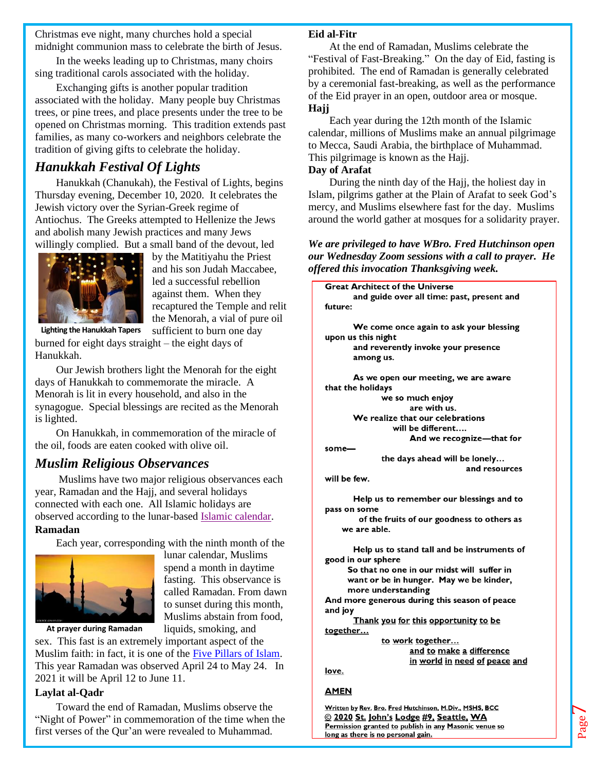Christmas eve night, many churches hold a special midnight communion mass to celebrate the birth of Jesus.

In the weeks leading up to Christmas, many choirs sing traditional carols associated with the holiday.

Exchanging gifts is another popular tradition associated with the holiday. Many people buy Christmas trees, or pine trees, and place presents under the tree to be opened on Christmas morning. This tradition extends past families, as many co-workers and neighbors celebrate the tradition of giving gifts to celebrate the holiday.

## *Hanukkah Festival Of Lights*

Hanukkah (Chanukah), the Festival of Lights, begins Thursday evening, December 10, 2020. It celebrates the Jewish victory over the Syrian-Greek regime of Antiochus. The Greeks attempted to Hellenize the Jews and abolish many Jewish practices and many Jews willingly complied. But a small band of the devout, led by the Matitiyahu the Priest and his son Judah Maccabee, led a successful rebellion against them. When they recaptured the Temple and relit the Menorah, a vial of pure oil sufficient to burn one day burned for eight days straight – the eight days of Hanukkah.

Lighting the Hanukkah Tapers

Our Jewish brothers light the Menorah for the eight days of Hanukkah to commemorate the miracle. A Menorah is lit in every household, and also in the synagogue. Special blessings are recited as the Menorah is lighted.

On Hanukkah, in commemoration of the miracle of the oil, foods are eaten cooked with olive oil.

## *Muslim Religious Observances*

Muslims have two major religious observances each year, Ramadan and the Hajj, and several holidays connected with each one. All Islamic holidays are observed according to the lunar-based Islamic calendar.

**Ramadan**

Each year, corresponding with the ninth month of the lunar calendar, Muslims spend a month in daytime fasting. This observance is called Ramadan. From dawn to sunset during this month, Muslims abstain from food, liquids, smoking, and sex. This fast is an extremely important aspect of the Muslim faith: in fact, it is one of the Five Pillars of Islam. This year Ramadan was observed April 24 to May 24. In 2021 it will be April 12 to June 11.

At prayer during Ramadan

**Laylat al-Qadr**

Toward the end of Ramadan, Muslims observe the "Night of Power" in commemoration of the time when the first verses of the Qur'an were revealed to Muhammad.

**Eid al-Fitr**

At the end of Ramadan, Muslims celebrate the "Festival of Fast-Breaking." On the day of Eid, fasting is prohibited. The end of Ramadan is generally celebrated by a ceremonial fast-breaking, as well as the performance of the Eid prayer in an open, outdoor area or mosque.

**Hajj**

Each year during the 12th month of the Islamic calendar, millions of Muslims make an annual pilgrimage to Mecca, Saudi Arabia, the birthplace of Muhammad. This pilgrimage is known as the Hajj.

**Day of Arafat**

During the ninth day of the Hajj, the holiest day in Islam, pilgrims gather at the Plain of Arafat to seek God's mercy, and Muslims elsewhere fast for the day. Muslims around the world gather at mosques for a solidarity prayer.

***We are privileged to have WBro. Fred Hutchinson open our Wednesday Zoom sessions with a call to prayer. He offered this invocation Thanksgiving week.***

**Great Architect of the Universe**
**and guide over all time: past, present and future:**

**We come once again to ask your blessing upon us this night**
**and reverently invoke your presence among us.**

**As we open our meeting, we are aware that the holidays**
**we so much enjoy**
**are with us.**
**We realize that our celebrations**
**will be different….**
**And we recognize—that for some—**
**the days ahead will be lonely…**
**and resources will be few.**

**Help us to remember our blessings and to pass on some**
**of the fruits of our goodness to others as we are able.**

**Help us to stand tall and be instruments of good in our sphere**
**So that no one in our midst will suffer in want or be in hunger. May we be kinder, more understanding**
**And more generous during this season of peace and joy**
**Thank you for this opportunity to be together…**
**to work together…**
**and to make a difference**
**in world in need of peace and love.**

**AMEN**

**Written by Rev. Bro. Fred Hutchinson, M.Div., MSHS, BCC**
**© 2020 St. John's Lodge #9, Seattle, WA**
**Permission granted to publish in any Masonic venue so long as there is no personal gain.**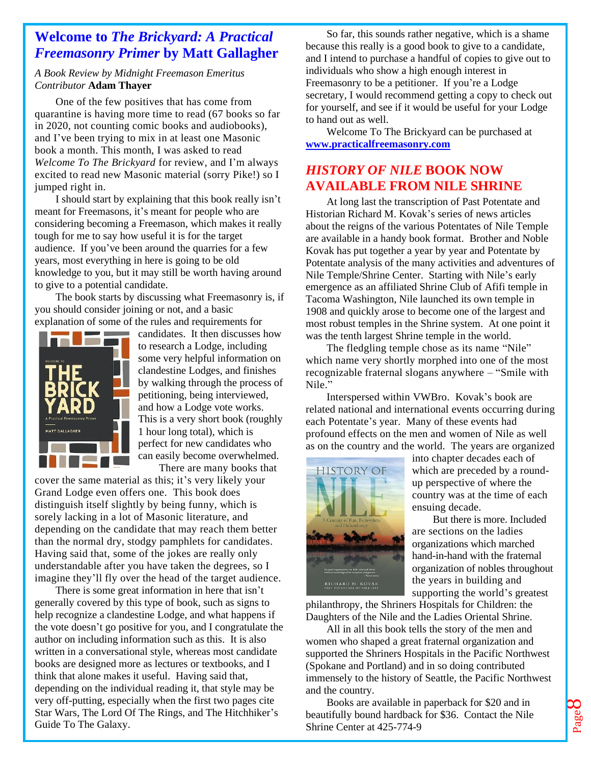## Welcome to *The Brickyard: A Practical Freemasonry Primer* by Matt Gallagher

*A Book Review by Midnight Freemason Emeritus Contributor* **Adam Thayer**

One of the few positives that has come from quarantine is having more time to read (67 books so far in 2020, not counting comic books and audiobooks), and I've been trying to mix in at least one Masonic book a month. This month, I was asked to read *Welcome To The Brickyard* for review, and I'm always excited to read new Masonic material (sorry Pike!) so I jumped right in.

I should start by explaining that this book really isn't meant for Freemasons, it's meant for people who are considering becoming a Freemason, which makes it really tough for me to say how useful it is for the target audience. If you've been around the quarries for a few years, most everything in here is going to be old knowledge to you, but it may still be worth having around to give to a potential candidate.

The book starts by discussing what Freemasonry is, if you should consider joining or not, and a basic explanation of some of the rules and requirements for candidates. It then discusses how to research a Lodge, including some very helpful information on clandestine Lodges, and finishes by walking through the process of petitioning, being interviewed, and how a Lodge vote works. This is a very short book (roughly 1 hour long total), which is perfect for new candidates who can easily become overwhelmed.

There are many books that cover the same material as this; it's very likely your Grand Lodge even offers one. This book does distinguish itself slightly by being funny, which is sorely lacking in a lot of Masonic literature, and depending on the candidate that may reach them better than the normal dry, stodgy pamphlets for candidates. Having said that, some of the jokes are really only understandable after you have taken the degrees, so I imagine they'll fly over the head of the target audience.

There is some great information in here that isn't generally covered by this type of book, such as signs to help recognize a clandestine Lodge, and what happens if the vote doesn't go positive for you, and I congratulate the author on including information such as this. It is also written in a conversational style, whereas most candidate books are designed more as lectures or textbooks, and I think that alone makes it useful. Having said that, depending on the individual reading it, that style may be very off-putting, especially when the first two pages cite Star Wars, The Lord Of The Rings, and The Hitchhiker's Guide To The Galaxy.

So far, this sounds rather negative, which is a shame because this really is a good book to give to a candidate, and I intend to purchase a handful of copies to give out to individuals who show a high enough interest in Freemasonry to be a petitioner. If you're a Lodge secretary, I would recommend getting a copy to check out for yourself, and see if it would be useful for your Lodge to hand out as well.

Welcome To The Brickyard can be purchased at **www.practicalfreemasonry.com**

## *HISTORY OF NILE* BOOK NOW AVAILABLE FROM NILE SHRINE

At long last the transcription of Past Potentate and Historian Richard M. Kovak's series of news articles about the reigns of the various Potentates of Nile Temple are available in a handy book format. Brother and Noble Kovak has put together a year by year and Potentate by Potentate analysis of the many activities and adventures of Nile Temple/Shrine Center. Starting with Nile's early emergence as an affiliated Shrine Club of Afifi temple in Tacoma Washington, Nile launched its own temple in 1908 and quickly arose to become one of the largest and most robust temples in the Shrine system. At one point it was the tenth largest Shrine temple in the world.

The fledgling temple chose as its name "Nile" which name very shortly morphed into one of the most recognizable fraternal slogans anywhere – "Smile with Nile."

Interspersed within VWBro. Kovak's book are related national and international events occurring during each Potentate's year. Many of these events had profound effects on the men and women of Nile as well as on the country and the world. The years are organized into chapter decades each of which are preceded by a round-up perspective of where the country was at the time of each ensuing decade.

But there is more. Included are sections on the ladies organizations which marched hand-in-hand with the fraternal organization of nobles throughout the years in building and supporting the world's greatest philanthropy, the Shriners Hospitals for Children: the Daughters of the Nile and the Ladies Oriental Shrine.

All in all this book tells the story of the men and women who shaped a great fraternal organization and supported the Shriners Hospitals in the Pacific Northwest (Spokane and Portland) and in so doing contributed immensely to the history of Seattle, the Pacific Northwest and the country.

Books are available in paperback for $20 and in beautifully bound hardback for $36. Contact the Nile Shrine Center at 425-774-9